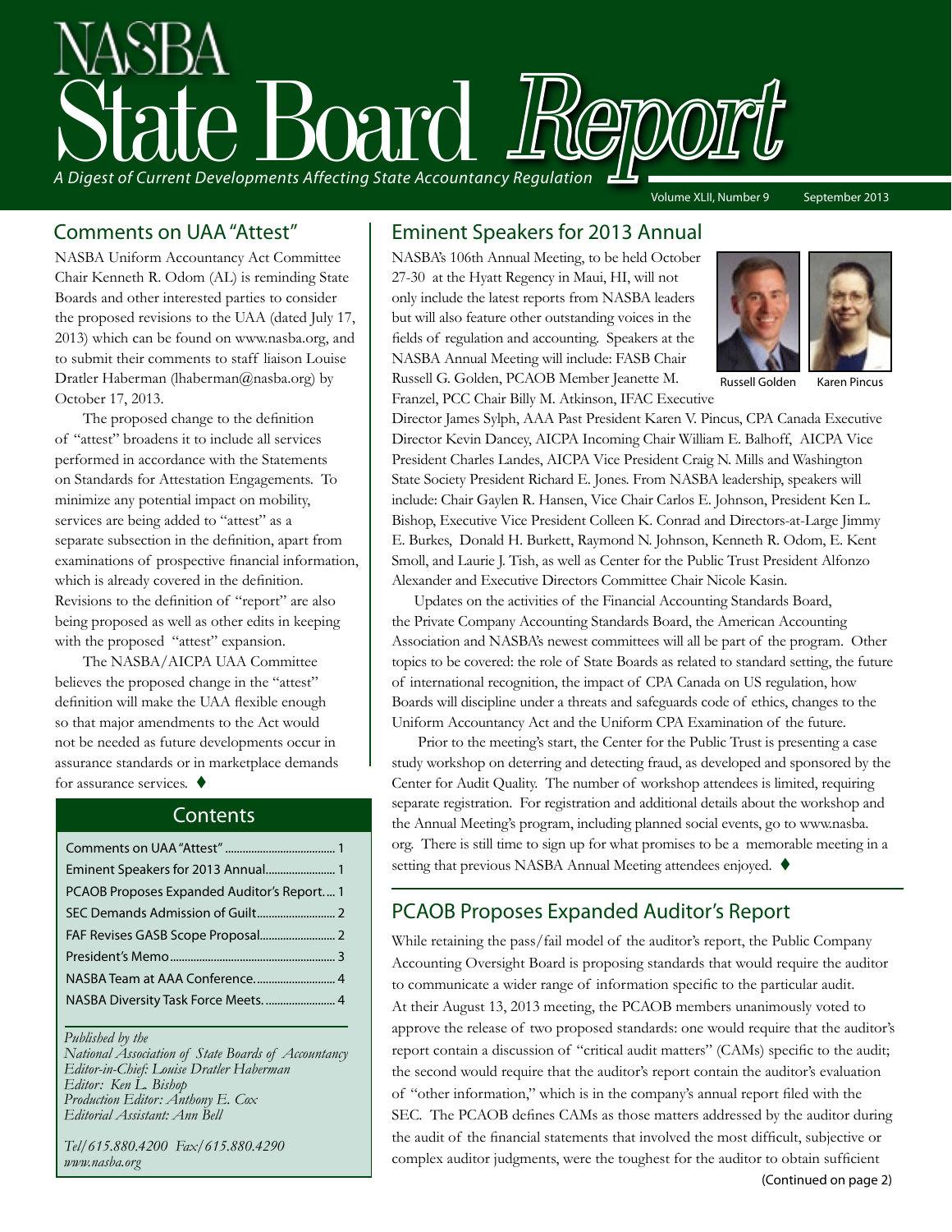# NASBA State Board Report

*A Digest of Current Developments Affecting State Accountancy Regulation*

Volume XLII, Number 9 September 2013

## Comments on UAA "Attest"

NASBA Uniform Accountancy Act Committee Chair Kenneth R. Odom (AL) is reminding State Boards and other interested parties to consider the proposed revisions to the UAA (dated July 17, 2013) which can be found on www.nasba.org, and to submit their comments to staff liaison Louise Dratler Haberman (lhaberman@nasba.org) by October 17, 2013.

The proposed change to the definition of "attest" broadens it to include all services performed in accordance with the Statements on Standards for Attestation Engagements. To minimize any potential impact on mobility, services are being added to "attest" as a separate subsection in the definition, apart from examinations of prospective financial information, which is already covered in the definition. Revisions to the definition of "report" are also being proposed as well as other edits in keeping with the proposed "attest" expansion.

The NASBA/AICPA UAA Committee believes the proposed change in the "attest" definition will make the UAA flexible enough so that major amendments to the Act would not be needed as future developments occur in assurance standards or in marketplace demands for assurance services. ♦

## Contents

| | |
|---|---|
| Comments on UAA "Attest" | 1 |
| Eminent Speakers for 2013 Annual | 1 |
| PCAOB Proposes Expanded Auditor's Report | 1 |
| SEC Demands Admission of Guilt | 2 |
| FAF Revises GASB Scope Proposal | 2 |
| President's Memo | 3 |
| NASBA Team at AAA Conference | 4 |
| NASBA Diversity Task Force Meets | 4 |

*Published by the*
*National Association of State Boards of Accountancy*
*Editor-in-Chief: Louise Dratler Haberman*
*Editor: Ken L. Bishop*
*Production Editor: Anthony E. Cox*
*Editorial Assistant: Ann Bell*

*Tel/615.880.4200 Fax/615.880.4290*
*www.nasba.org*

## Eminent Speakers for 2013 Annual

NASBA's 106th Annual Meeting, to be held October 27-30 at the Hyatt Regency in Maui, HI, will not only include the latest reports from NASBA leaders but will also feature other outstanding voices in the fields of regulation and accounting. Speakers at the NASBA Annual Meeting will include: FASB Chair Russell G. Golden, PCAOB Member Jeanette M. Franzel, PCC Chair Billy M. Atkinson, IFAC Executive Director James Sylph, AAA Past President Karen V. Pincus, CPA Canada Executive Director Kevin Dancey, AICPA Incoming Chair William E. Balhoff, AICPA Vice President Charles Landes, AICPA Vice President Craig N. Mills and Washington State Society President Richard E. Jones. From NASBA leadership, speakers will include: Chair Gaylen R. Hansen, Vice Chair Carlos E. Johnson, President Ken L. Bishop, Executive Vice President Colleen K. Conrad and Directors-at-Large Jimmy E. Burkes, Donald H. Burkett, Raymond N. Johnson, Kenneth R. Odom, E. Kent Smoll, and Laurie J. Tish, as well as Center for the Public Trust President Alfonzo Alexander and Executive Directors Committee Chair Nicole Kasin.

Russell Golden Karen Pincus

Updates on the activities of the Financial Accounting Standards Board, the Private Company Accounting Standards Board, the American Accounting Association and NASBA's newest committees will all be part of the program. Other topics to be covered: the role of State Boards as related to standard setting, the future of international recognition, the impact of CPA Canada on US regulation, how Boards will discipline under a threats and safeguards code of ethics, changes to the Uniform Accountancy Act and the Uniform CPA Examination of the future.

Prior to the meeting's start, the Center for the Public Trust is presenting a case study workshop on deterring and detecting fraud, as developed and sponsored by the Center for Audit Quality. The number of workshop attendees is limited, requiring separate registration. For registration and additional details about the workshop and the Annual Meeting's program, including planned social events, go to www.nasba.org. There is still time to sign up for what promises to be a memorable meeting in a setting that previous NASBA Annual Meeting attendees enjoyed. ♦

## PCAOB Proposes Expanded Auditor's Report

While retaining the pass/fail model of the auditor's report, the Public Company Accounting Oversight Board is proposing standards that would require the auditor to communicate a wider range of information specific to the particular audit. At their August 13, 2013 meeting, the PCAOB members unanimously voted to approve the release of two proposed standards: one would require that the auditor's report contain a discussion of "critical audit matters" (CAMs) specific to the audit; the second would require that the auditor's report contain the auditor's evaluation of "other information," which is in the company's annual report filed with the SEC. The PCAOB defines CAMs as those matters addressed by the auditor during the audit of the financial statements that involved the most difficult, subjective or complex auditor judgments, were the toughest for the auditor to obtain sufficient

(Continued on page 2)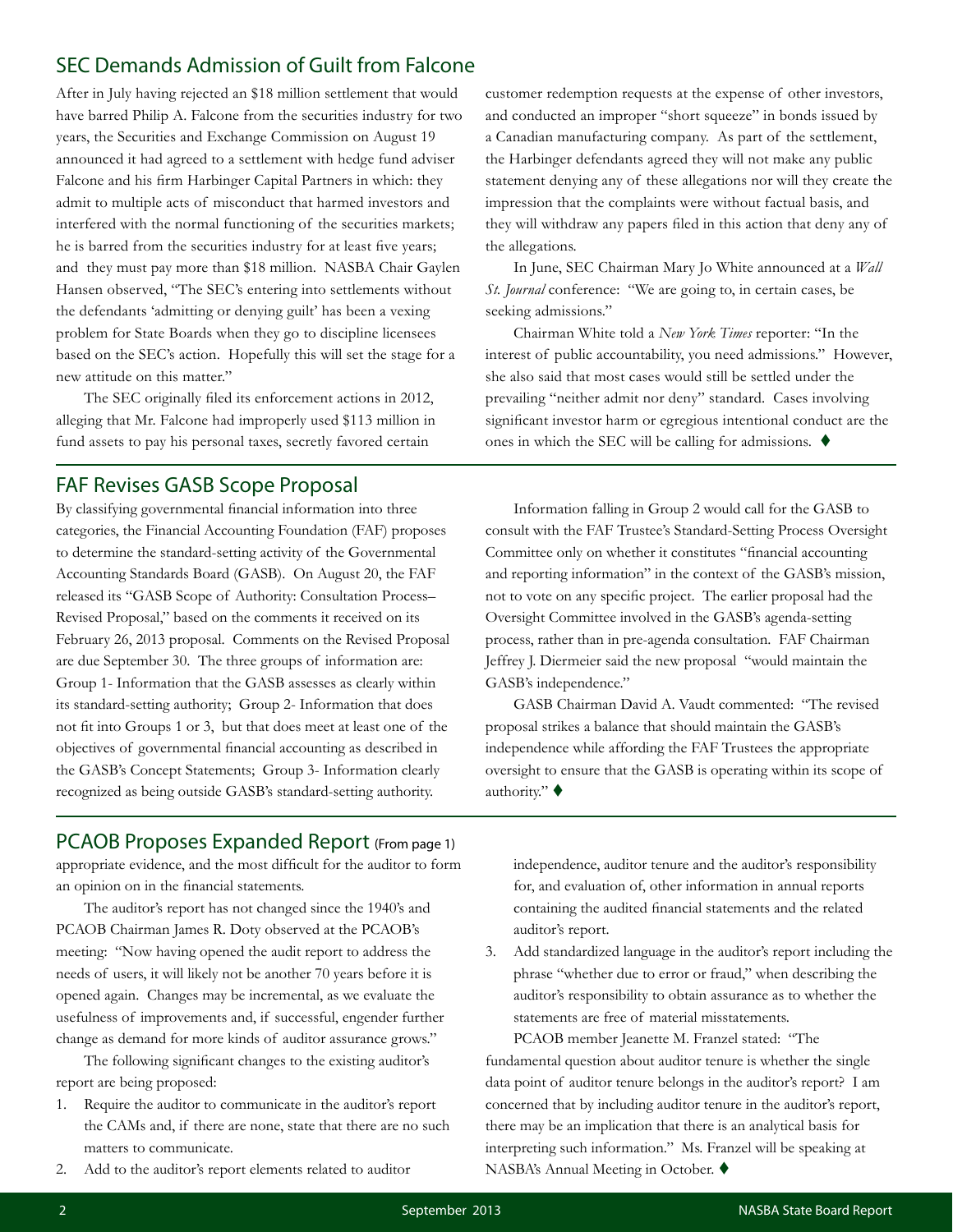## SEC Demands Admission of Guilt from Falcone

After in July having rejected an $18 million settlement that would have barred Philip A. Falcone from the securities industry for two years, the Securities and Exchange Commission on August 19 announced it had agreed to a settlement with hedge fund adviser Falcone and his firm Harbinger Capital Partners in which: they admit to multiple acts of misconduct that harmed investors and interfered with the normal functioning of the securities markets; he is barred from the securities industry for at least five years; and they must pay more than $18 million. NASBA Chair Gaylen Hansen observed, "The SEC's entering into settlements without the defendants 'admitting or denying guilt' has been a vexing problem for State Boards when they go to discipline licensees based on the SEC's action. Hopefully this will set the stage for a new attitude on this matter."

The SEC originally filed its enforcement actions in 2012, alleging that Mr. Falcone had improperly used $113 million in fund assets to pay his personal taxes, secretly favored certain customer redemption requests at the expense of other investors, and conducted an improper "short squeeze" in bonds issued by a Canadian manufacturing company. As part of the settlement, the Harbinger defendants agreed they will not make any public statement denying any of these allegations nor will they create the impression that the complaints were without factual basis, and they will withdraw any papers filed in this action that deny any of the allegations.

In June, SEC Chairman Mary Jo White announced at a *Wall St. Journal* conference: "We are going to, in certain cases, be seeking admissions."

Chairman White told a *New York Times* reporter: "In the interest of public accountability, you need admissions." However, she also said that most cases would still be settled under the prevailing "neither admit nor deny" standard. Cases involving significant investor harm or egregious intentional conduct are the ones in which the SEC will be calling for admissions. ♦

## FAF Revises GASB Scope Proposal

By classifying governmental financial information into three categories, the Financial Accounting Foundation (FAF) proposes to determine the standard-setting activity of the Governmental Accounting Standards Board (GASB). On August 20, the FAF released its "GASB Scope of Authority: Consultation Process– Revised Proposal," based on the comments it received on its February 26, 2013 proposal. Comments on the Revised Proposal are due September 30. The three groups of information are: Group 1- Information that the GASB assesses as clearly within its standard-setting authority; Group 2- Information that does not fit into Groups 1 or 3, but that does meet at least one of the objectives of governmental financial accounting as described in the GASB's Concept Statements; Group 3- Information clearly recognized as being outside GASB's standard-setting authority.

Information falling in Group 2 would call for the GASB to consult with the FAF Trustee's Standard-Setting Process Oversight Committee only on whether it constitutes "financial accounting and reporting information" in the context of the GASB's mission, not to vote on any specific project. The earlier proposal had the Oversight Committee involved in the GASB's agenda-setting process, rather than in pre-agenda consultation. FAF Chairman Jeffrey J. Diermeier said the new proposal "would maintain the GASB's independence."

GASB Chairman David A. Vaudt commented: "The revised proposal strikes a balance that should maintain the GASB's independence while affording the FAF Trustees the appropriate oversight to ensure that the GASB is operating within its scope of authority." ♦

## PCAOB Proposes Expanded Report (From page 1)

appropriate evidence, and the most difficult for the auditor to form an opinion on in the financial statements.

The auditor's report has not changed since the 1940's and PCAOB Chairman James R. Doty observed at the PCAOB's meeting: "Now having opened the audit report to address the needs of users, it will likely not be another 70 years before it is opened again. Changes may be incremental, as we evaluate the usefulness of improvements and, if successful, engender further change as demand for more kinds of auditor assurance grows."

The following significant changes to the existing auditor's report are being proposed:

1. Require the auditor to communicate in the auditor's report the CAMs and, if there are none, state that there are no such matters to communicate.
2. Add to the auditor's report elements related to auditor independence, auditor tenure and the auditor's responsibility for, and evaluation of, other information in annual reports containing the audited financial statements and the related auditor's report.
3. Add standardized language in the auditor's report including the phrase "whether due to error or fraud," when describing the auditor's responsibility to obtain assurance as to whether the statements are free of material misstatements.

PCAOB member Jeanette M. Franzel stated: "The fundamental question about auditor tenure is whether the single data point of auditor tenure belongs in the auditor's report? I am concerned that by including auditor tenure in the auditor's report, there may be an implication that there is an analytical basis for interpreting such information." Ms. Franzel will be speaking at NASBA's Annual Meeting in October. ♦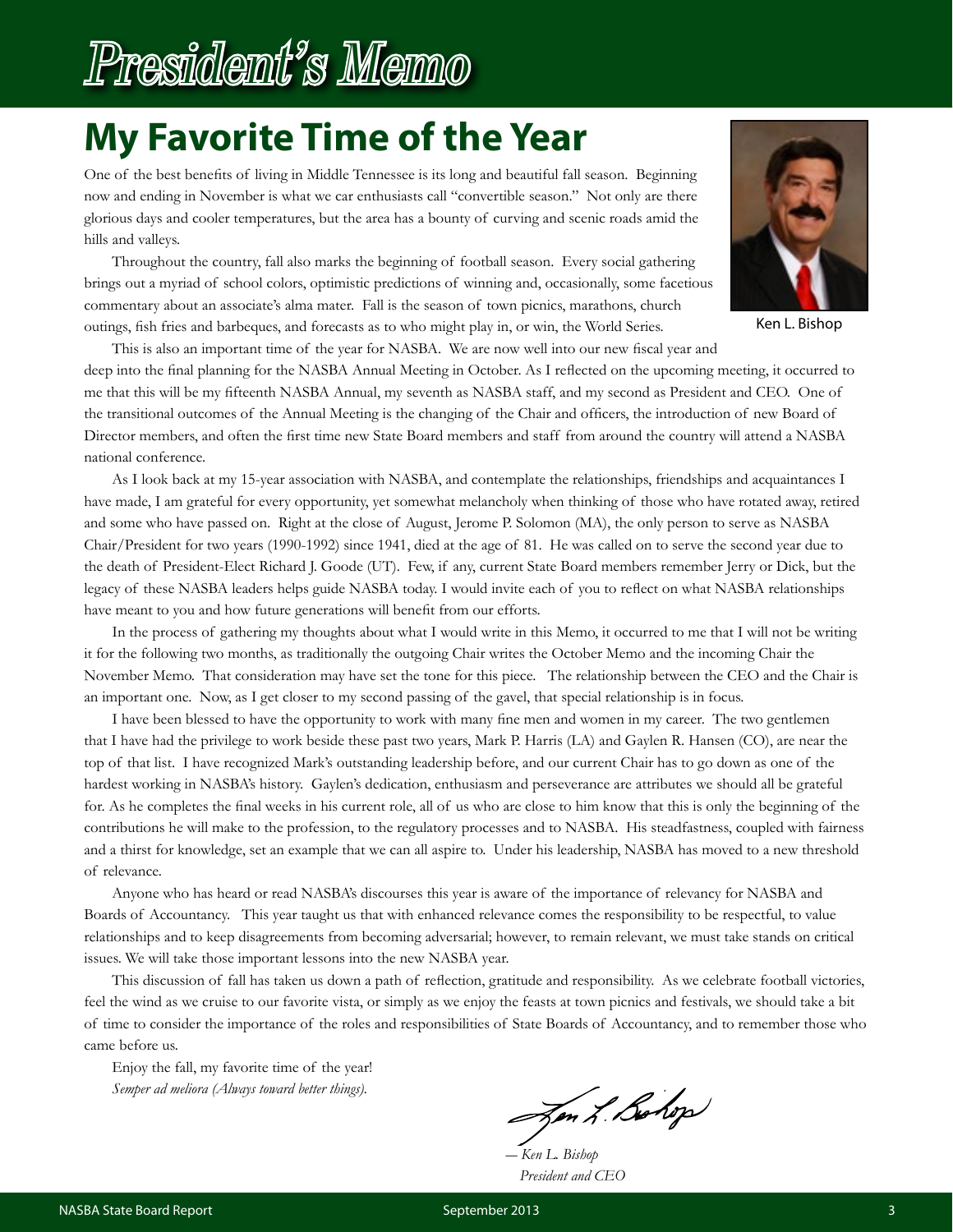# President's Memo

## My Favorite Time of the Year

Ken L. Bishop

One of the best benefits of living in Middle Tennessee is its long and beautiful fall season. Beginning now and ending in November is what we car enthusiasts call "convertible season." Not only are there glorious days and cooler temperatures, but the area has a bounty of curving and scenic roads amid the hills and valleys.

Throughout the country, fall also marks the beginning of football season. Every social gathering brings out a myriad of school colors, optimistic predictions of winning and, occasionally, some facetious commentary about an associate's alma mater. Fall is the season of town picnics, marathons, church outings, fish fries and barbeques, and forecasts as to who might play in, or win, the World Series.

This is also an important time of the year for NASBA. We are now well into our new fiscal year and deep into the final planning for the NASBA Annual Meeting in October. As I reflected on the upcoming meeting, it occurred to me that this will be my fifteenth NASBA Annual, my seventh as NASBA staff, and my second as President and CEO. One of the transitional outcomes of the Annual Meeting is the changing of the Chair and officers, the introduction of new Board of Director members, and often the first time new State Board members and staff from around the country will attend a NASBA national conference.

As I look back at my 15-year association with NASBA, and contemplate the relationships, friendships and acquaintances I have made, I am grateful for every opportunity, yet somewhat melancholy when thinking of those who have rotated away, retired and some who have passed on. Right at the close of August, Jerome P. Solomon (MA), the only person to serve as NASBA Chair/President for two years (1990-1992) since 1941, died at the age of 81. He was called on to serve the second year due to the death of President-Elect Richard J. Goode (UT). Few, if any, current State Board members remember Jerry or Dick, but the legacy of these NASBA leaders helps guide NASBA today. I would invite each of you to reflect on what NASBA relationships have meant to you and how future generations will benefit from our efforts.

In the process of gathering my thoughts about what I would write in this Memo, it occurred to me that I will not be writing it for the following two months, as traditionally the outgoing Chair writes the October Memo and the incoming Chair the November Memo. That consideration may have set the tone for this piece. The relationship between the CEO and the Chair is an important one. Now, as I get closer to my second passing of the gavel, that special relationship is in focus.

I have been blessed to have the opportunity to work with many fine men and women in my career. The two gentlemen that I have had the privilege to work beside these past two years, Mark P. Harris (LA) and Gaylen R. Hansen (CO), are near the top of that list. I have recognized Mark's outstanding leadership before, and our current Chair has to go down as one of the hardest working in NASBA's history. Gaylen's dedication, enthusiasm and perseverance are attributes we should all be grateful for. As he completes the final weeks in his current role, all of us who are close to him know that this is only the beginning of the contributions he will make to the profession, to the regulatory processes and to NASBA. His steadfastness, coupled with fairness and a thirst for knowledge, set an example that we can all aspire to. Under his leadership, NASBA has moved to a new threshold of relevance.

Anyone who has heard or read NASBA's discourses this year is aware of the importance of relevancy for NASBA and Boards of Accountancy. This year taught us that with enhanced relevance comes the responsibility to be respectful, to value relationships and to keep disagreements from becoming adversarial; however, to remain relevant, we must take stands on critical issues. We will take those important lessons into the new NASBA year.

This discussion of fall has taken us down a path of reflection, gratitude and responsibility. As we celebrate football victories, feel the wind as we cruise to our favorite vista, or simply as we enjoy the feasts at town picnics and festivals, we should take a bit of time to consider the importance of the roles and responsibilities of State Boards of Accountancy, and to remember those who came before us.

Enjoy the fall, my favorite time of the year!
*Semper ad meliora (Always toward better things).*

*— Ken L. Bishop*
*President and CEO*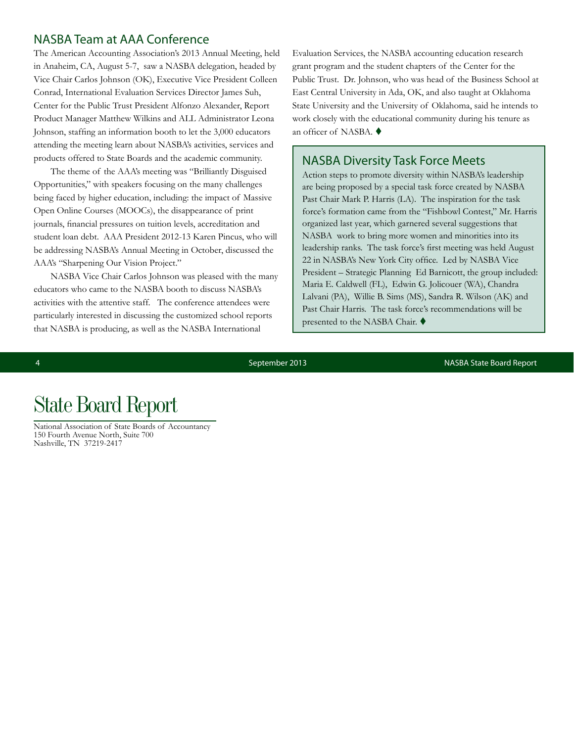## NASBA Team at AAA Conference

The American Accounting Association's 2013 Annual Meeting, held in Anaheim, CA, August 5-7, saw a NASBA delegation, headed by Vice Chair Carlos Johnson (OK), Executive Vice President Colleen Conrad, International Evaluation Services Director James Suh, Center for the Public Trust President Alfonzo Alexander, Report Product Manager Matthew Wilkins and ALL Administrator Leona Johnson, staffing an information booth to let the 3,000 educators attending the meeting learn about NASBA's activities, services and products offered to State Boards and the academic community.

The theme of the AAA's meeting was "Brilliantly Disguised Opportunities," with speakers focusing on the many challenges being faced by higher education, including: the impact of Massive Open Online Courses (MOOCs), the disappearance of print journals, financial pressures on tuition levels, accreditation and student loan debt. AAA President 2012-13 Karen Pincus, who will be addressing NASBA's Annual Meeting in October, discussed the AAA's "Sharpening Our Vision Project."

NASBA Vice Chair Carlos Johnson was pleased with the many educators who came to the NASBA booth to discuss NASBA's activities with the attentive staff. The conference attendees were particularly interested in discussing the customized school reports that NASBA is producing, as well as the NASBA International Evaluation Services, the NASBA accounting education research grant program and the student chapters of the Center for the Public Trust. Dr. Johnson, who was head of the Business School at East Central University in Ada, OK, and also taught at Oklahoma State University and the University of Oklahoma, said he intends to work closely with the educational community during his tenure as an officer of NASBA. ♦

## NASBA Diversity Task Force Meets

Action steps to promote diversity within NASBA's leadership are being proposed by a special task force created by NASBA Past Chair Mark P. Harris (LA). The inspiration for the task force's formation came from the "Fishbowl Contest," Mr. Harris organized last year, which garnered several suggestions that NASBA work to bring more women and minorities into its leadership ranks. The task force's first meeting was held August 22 in NASBA's New York City office. Led by NASBA Vice President – Strategic Planning Ed Barnicott, the group included: Maria E. Caldwell (FL), Edwin G. Jolicouer (WA), Chandra Lalvani (PA), Willie B. Sims (MS), Sandra R. Wilson (AK) and Past Chair Harris. The task force's recommendations will be presented to the NASBA Chair. ♦

# State Board Report

National Association of State Boards of Accountancy
150 Fourth Avenue North, Suite 700
Nashville, TN 37219-2417